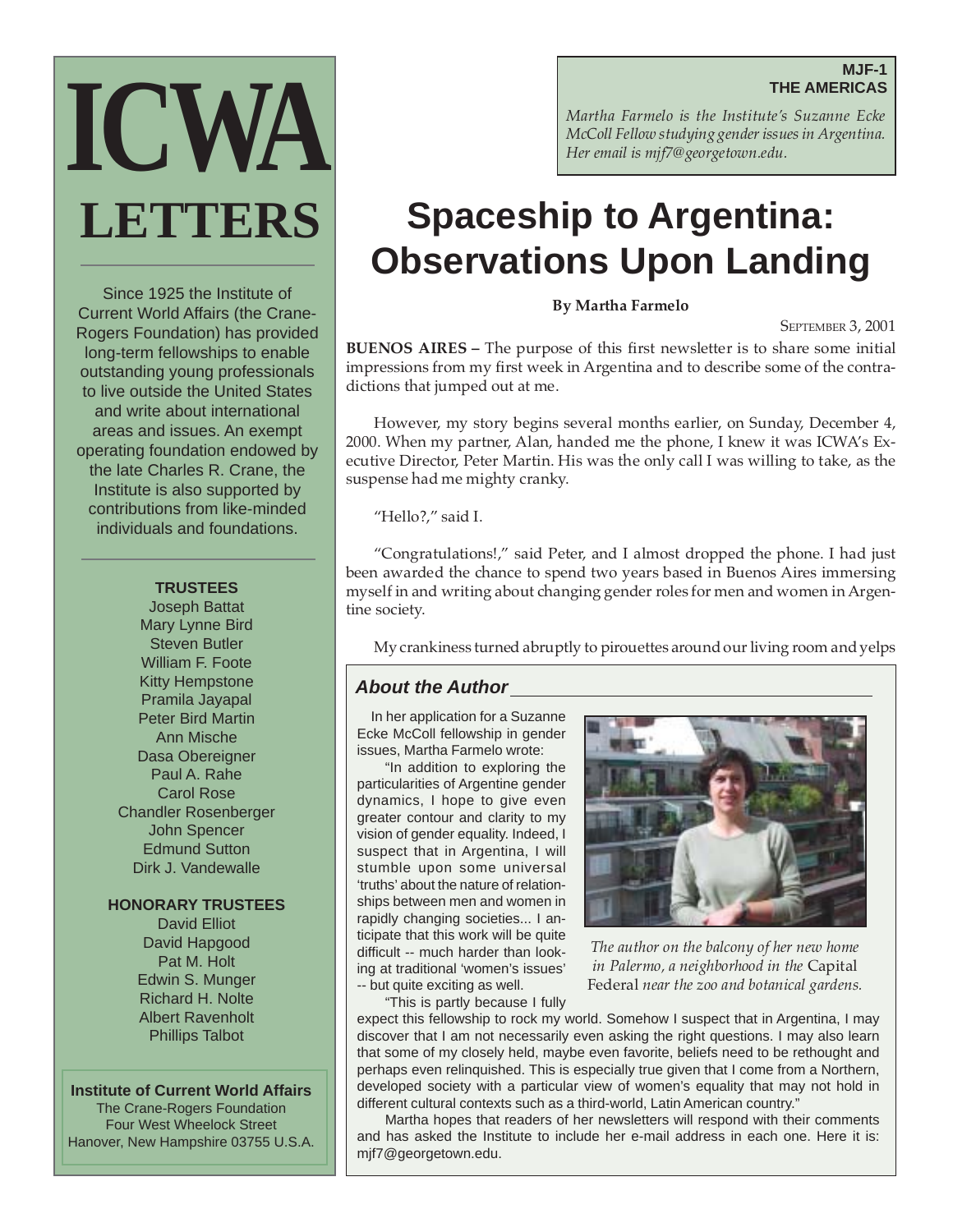# ICWA LETTERS

Since 1925 the Institute of Current World Affairs (the Crane-Rogers Foundation) has provided long-term fellowships to enable outstanding young professionals to live outside the United States and write about international areas and issues. An exempt operating foundation endowed by the late Charles R. Crane, the Institute is also supported by contributions from like-minded individuals and foundations.

**TRUSTEES**

Joseph Battat
Mary Lynne Bird
Steven Butler
William F. Foote
Kitty Hempstone
Pramila Jayapal
Peter Bird Martin
Ann Mische
Dasa Obereigner
Paul A. Rahe
Carol Rose
Chandler Rosenberger
John Spencer
Edmund Sutton
Dirk J. Vandewalle

**HONORARY TRUSTEES**

David Elliot
David Hapgood
Pat M. Holt
Edwin S. Munger
Richard H. Nolte
Albert Ravenholt
Phillips Talbot

**Institute of Current World Affairs**
The Crane-Rogers Foundation
Four West Wheelock Street
Hanover, New Hampshire 03755 U.S.A.

---

**MJF-1**
**THE AMERICAS**

*Martha Farmelo is the Institute's Suzanne Ecke McColl Fellow studying gender issues in Argentina. Her email is mjf7@georgetown.edu.*

# Spaceship to Argentina: Observations Upon Landing

**By Martha Farmelo**

SEPTEMBER 3, 2001

**BUENOS AIRES –** The purpose of this first newsletter is to share some initial impressions from my first week in Argentina and to describe some of the contradictions that jumped out at me.

However, my story begins several months earlier, on Sunday, December 4, 2000. When my partner, Alan, handed me the phone, I knew it was ICWA's Executive Director, Peter Martin. His was the only call I was willing to take, as the suspense had me mighty cranky.

"Hello?," said I.

"Congratulations!," said Peter, and I almost dropped the phone. I had just been awarded the chance to spend two years based in Buenos Aires immersing myself in and writing about changing gender roles for men and women in Argentine society.

My crankiness turned abruptly to pirouettes around our living room and yelps

### About the Author

In her application for a Suzanne Ecke McColl fellowship in gender issues, Martha Farmelo wrote:

"In addition to exploring the particularities of Argentine gender dynamics, I hope to give even greater contour and clarity to my vision of gender equality. Indeed, I suspect that in Argentina, I will stumble upon some universal 'truths' about the nature of relationships between men and women in rapidly changing societies... I anticipate that this work will be quite difficult -- much harder than looking at traditional 'women's issues' -- but quite exciting as well.

"This is partly because I fully expect this fellowship to rock my world. Somehow I suspect that in Argentina, I may discover that I am not necessarily even asking the right questions. I may also learn that some of my closely held, maybe even favorite, beliefs need to be rethought and perhaps even relinquished. This is especially true given that I come from a Northern, developed society with a particular view of women's equality that may not hold in different cultural contexts such as a third-world, Latin American country."

*The author on the balcony of her new home in Palermo, a neighborhood in the* Capital Federal *near the zoo and botanical gardens.*

Martha hopes that readers of her newsletters will respond with their comments and has asked the Institute to include her e-mail address in each one. Here it is: mjf7@georgetown.edu.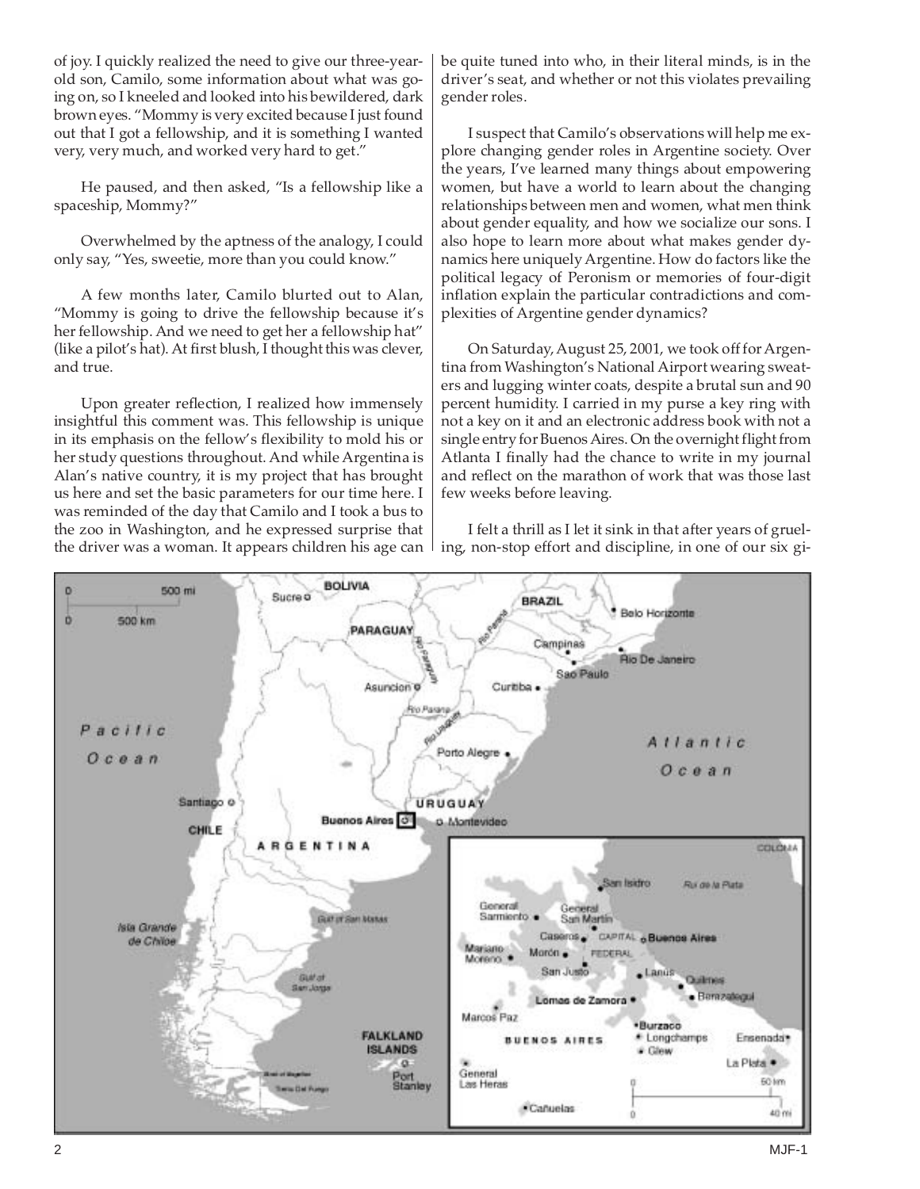of joy. I quickly realized the need to give our three-year-old son, Camilo, some information about what was going on, so I kneeled and looked into his bewildered, dark brown eyes. "Mommy is very excited because I just found out that I got a fellowship, and it is something I wanted very, very much, and worked very hard to get."

He paused, and then asked, "Is a fellowship like a spaceship, Mommy?"

Overwhelmed by the aptness of the analogy, I could only say, "Yes, sweetie, more than you could know."

A few months later, Camilo blurted out to Alan, "Mommy is going to drive the fellowship because it's her fellowship. And we need to get her a fellowship hat" (like a pilot's hat). At first blush, I thought this was clever, and true.

Upon greater reflection, I realized how immensely insightful this comment was. This fellowship is unique in its emphasis on the fellow's flexibility to mold his or her study questions throughout. And while Argentina is Alan's native country, it is my project that has brought us here and set the basic parameters for our time here. I was reminded of the day that Camilo and I took a bus to the zoo in Washington, and he expressed surprise that the driver was a woman. It appears children his age can be quite tuned into who, in their literal minds, is in the driver's seat, and whether or not this violates prevailing gender roles.

I suspect that Camilo's observations will help me explore changing gender roles in Argentine society. Over the years, I've learned many things about empowering women, but have a world to learn about the changing relationships between men and women, what men think about gender equality, and how we socialize our sons. I also hope to learn more about what makes gender dynamics here uniquely Argentine. How do factors like the political legacy of Peronism or memories of four-digit inflation explain the particular contradictions and complexities of Argentine gender dynamics?

On Saturday, August 25, 2001, we took off for Argentina from Washington's National Airport wearing sweaters and lugging winter coats, despite a brutal sun and 90 percent humidity. I carried in my purse a key ring with not a key on it and an electronic address book with not a single entry for Buenos Aires. On the overnight flight from Atlanta I finally had the chance to write in my journal and reflect on the marathon of work that was those last few weeks before leaving.

I felt a thrill as I let it sink in that after years of grueling, non-stop effort and discipline, in one of our six gi-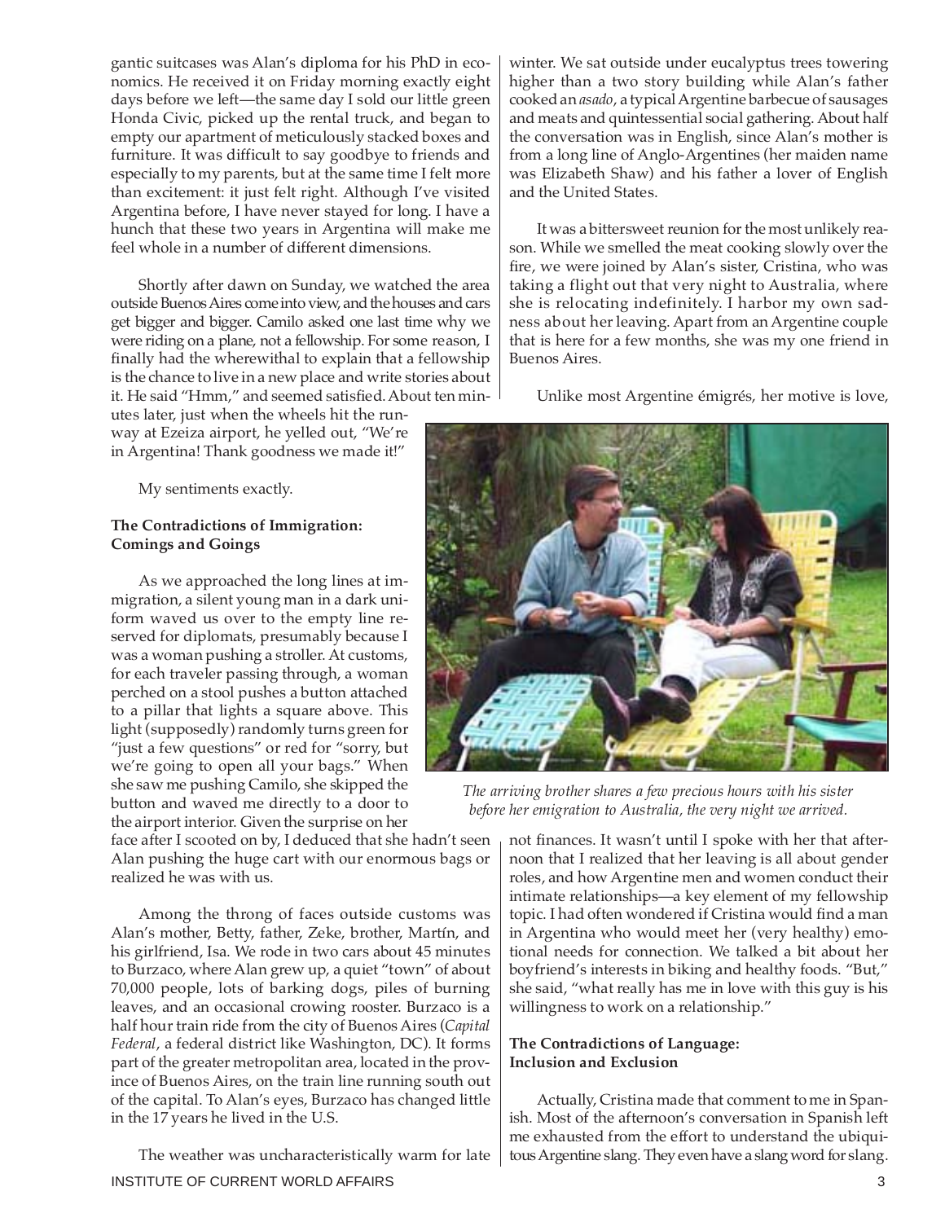gantic suitcases was Alan's diploma for his PhD in economics. He received it on Friday morning exactly eight days before we left—the same day I sold our little green Honda Civic, picked up the rental truck, and began to empty our apartment of meticulously stacked boxes and furniture. It was difficult to say goodbye to friends and especially to my parents, but at the same time I felt more than excitement: it just felt right. Although I've visited Argentina before, I have never stayed for long. I have a hunch that these two years in Argentina will make me feel whole in a number of different dimensions.

Shortly after dawn on Sunday, we watched the area outside Buenos Aires come into view, and the houses and cars get bigger and bigger. Camilo asked one last time why we were riding on a plane, not a fellowship. For some reason, I finally had the wherewithal to explain that a fellowship is the chance to live in a new place and write stories about it. He said "Hmm," and seemed satisfied. About ten minutes later, just when the wheels hit the runway at Ezeiza airport, he yelled out, "We're in Argentina! Thank goodness we made it!"

My sentiments exactly.

**The Contradictions of Immigration: Comings and Goings**

As we approached the long lines at immigration, a silent young man in a dark uniform waved us over to the empty line reserved for diplomats, presumably because I was a woman pushing a stroller. At customs, for each traveler passing through, a woman perched on a stool pushes a button attached to a pillar that lights a square above. This light (supposedly) randomly turns green for "just a few questions" or red for "sorry, but we're going to open all your bags." When she saw me pushing Camilo, she skipped the button and waved me directly to a door to the airport interior. Given the surprise on her face after I scooted on by, I deduced that she hadn't seen Alan pushing the huge cart with our enormous bags or realized he was with us.

Among the throng of faces outside customs was Alan's mother, Betty, father, Zeke, brother, Martín, and his girlfriend, Isa. We rode in two cars about 45 minutes to Burzaco, where Alan grew up, a quiet "town" of about 70,000 people, lots of barking dogs, piles of burning leaves, and an occasional crowing rooster. Burzaco is a half hour train ride from the city of Buenos Aires (*Capital Federal*, a federal district like Washington, DC). It forms part of the greater metropolitan area, located in the province of Buenos Aires, on the train line running south out of the capital. To Alan's eyes, Burzaco has changed little in the 17 years he lived in the U.S.

The weather was uncharacteristically warm for late winter. We sat outside under eucalyptus trees towering higher than a two story building while Alan's father cooked an *asado*, a typical Argentine barbecue of sausages and meats and quintessential social gathering. About half the conversation was in English, since Alan's mother is from a long line of Anglo-Argentines (her maiden name was Elizabeth Shaw) and his father a lover of English and the United States.

It was a bittersweet reunion for the most unlikely reason. While we smelled the meat cooking slowly over the fire, we were joined by Alan's sister, Cristina, who was taking a flight out that very night to Australia, where she is relocating indefinitely. I harbor my own sadness about her leaving. Apart from an Argentine couple that is here for a few months, she was my one friend in Buenos Aires.

Unlike most Argentine émigrés, her motive is love, not finances. It wasn't until I spoke with her that afternoon that I realized that her leaving is all about gender roles, and how Argentine men and women conduct their intimate relationships—a key element of my fellowship topic. I had often wondered if Cristina would find a man in Argentina who would meet her (very healthy) emotional needs for connection. We talked a bit about her boyfriend's interests in biking and healthy foods. "But," she said, "what really has me in love with this guy is his willingness to work on a relationship."

*The arriving brother shares a few precious hours with his sister before her emigration to Australia, the very night we arrived.*

**The Contradictions of Language: Inclusion and Exclusion**

Actually, Cristina made that comment to me in Spanish. Most of the afternoon's conversation in Spanish left me exhausted from the effort to understand the ubiquitous Argentine slang. They even have a slang word for slang.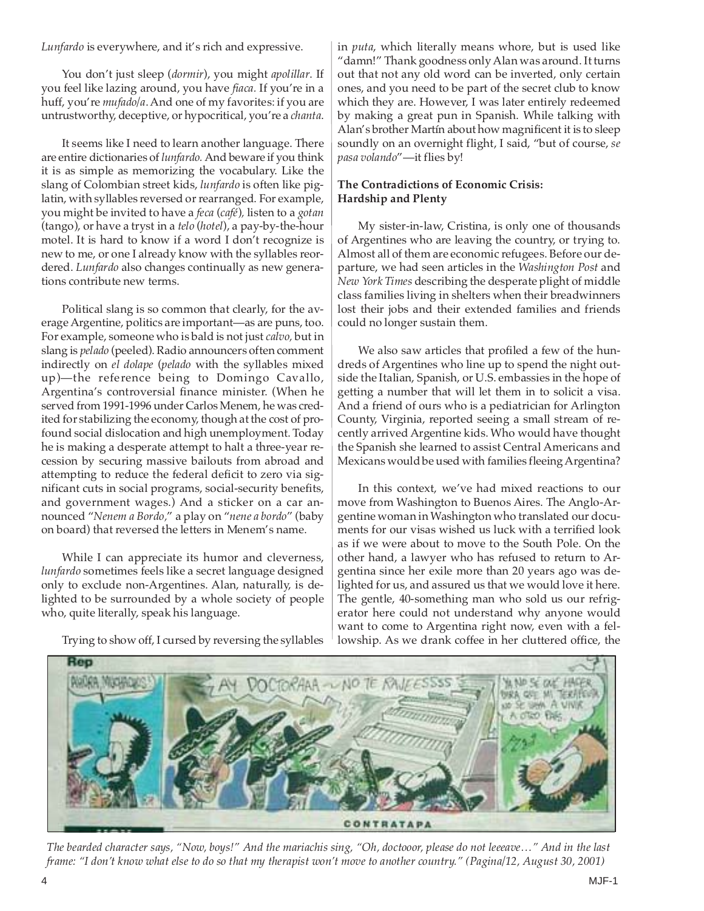*Lunfardo* is everywhere, and it's rich and expressive.

You don't just sleep (*dormir*), you might *apolillar*. If you feel like lazing around, you have *fiaca*. If you're in a huff, you're *mufado/a*. And one of my favorites: if you are untrustworthy, deceptive, or hypocritical, you're a *chanta*.

It seems like I need to learn another language. There are entire dictionaries of *lunfardo.* And beware if you think it is as simple as memorizing the vocabulary. Like the slang of Colombian street kids, *lunfardo* is often like pig-latin, with syllables reversed or rearranged. For example, you might be invited to have a *feca* (*café*), listen to a *gotan* (tango), or have a tryst in a *telo* (*hotel*), a pay-by-the-hour motel. It is hard to know if a word I don't recognize is new to me, or one I already know with the syllables reordered. *Lunfardo* also changes continually as new generations contribute new terms.

Political slang is so common that clearly, for the average Argentine, politics are important—as are puns, too. For example, someone who is bald is not just *calvo*, but in slang is *pelado* (peeled). Radio announcers often comment indirectly on *el dolape* (*pelado* with the syllables mixed up)—the reference being to Domingo Cavallo, Argentina's controversial finance minister. (When he served from 1991-1996 under Carlos Menem, he was credited for stabilizing the economy, though at the cost of profound social dislocation and high unemployment. Today he is making a desperate attempt to halt a three-year recession by securing massive bailouts from abroad and attempting to reduce the federal deficit to zero via significant cuts in social programs, social-security benefits, and government wages.) And a sticker on a car announced "*Nenem a Bordo*," a play on "*nene a bordo*" (baby on board) that reversed the letters in Menem's name.

While I can appreciate its humor and cleverness, *lunfardo* sometimes feels like a secret language designed only to exclude non-Argentines. Alan, naturally, is delighted to be surrounded by a whole society of people who, quite literally, speak his language.

Trying to show off, I cursed by reversing the syllables in *puta*, which literally means whore, but is used like "damn!" Thank goodness only Alan was around. It turns out that not any old word can be inverted, only certain ones, and you need to be part of the secret club to know which they are. However, I was later entirely redeemed by making a great pun in Spanish. While talking with Alan's brother Martín about how magnificent it is to sleep soundly on an overnight flight, I said, "but of course, *se pasa volando*"—it flies by!

**The Contradictions of Economic Crisis: Hardship and Plenty**

My sister-in-law, Cristina, is only one of thousands of Argentines who are leaving the country, or trying to. Almost all of them are economic refugees. Before our departure, we had seen articles in the *Washington Post* and *New York Times* describing the desperate plight of middle class families living in shelters when their breadwinners lost their jobs and their extended families and friends could no longer sustain them.

We also saw articles that profiled a few of the hundreds of Argentines who line up to spend the night outside the Italian, Spanish, or U.S. embassies in the hope of getting a number that will let them in to solicit a visa. And a friend of ours who is a pediatrician for Arlington County, Virginia, reported seeing a small stream of recently arrived Argentine kids. Who would have thought the Spanish she learned to assist Central Americans and Mexicans would be used with families fleeing Argentina?

In this context, we've had mixed reactions to our move from Washington to Buenos Aires. The Anglo-Argentine woman in Washington who translated our documents for our visas wished us luck with a terrified look as if we were about to move to the South Pole. On the other hand, a lawyer who has refused to return to Argentina since her exile more than 20 years ago was delighted for us, and assured us that we would love it here. The gentle, 40-something man who sold us our refrigerator here could not understand why anyone would want to come to Argentina right now, even with a fellowship. As we drank coffee in her cluttered office, the

*The bearded character says, "Now, boys!" And the mariachis sing, "Oh, doctooor, please do not leeeave…" And in the last frame: "I don't know what else to do so that my therapist won't move to another country." (Pagina/12, August 30, 2001)*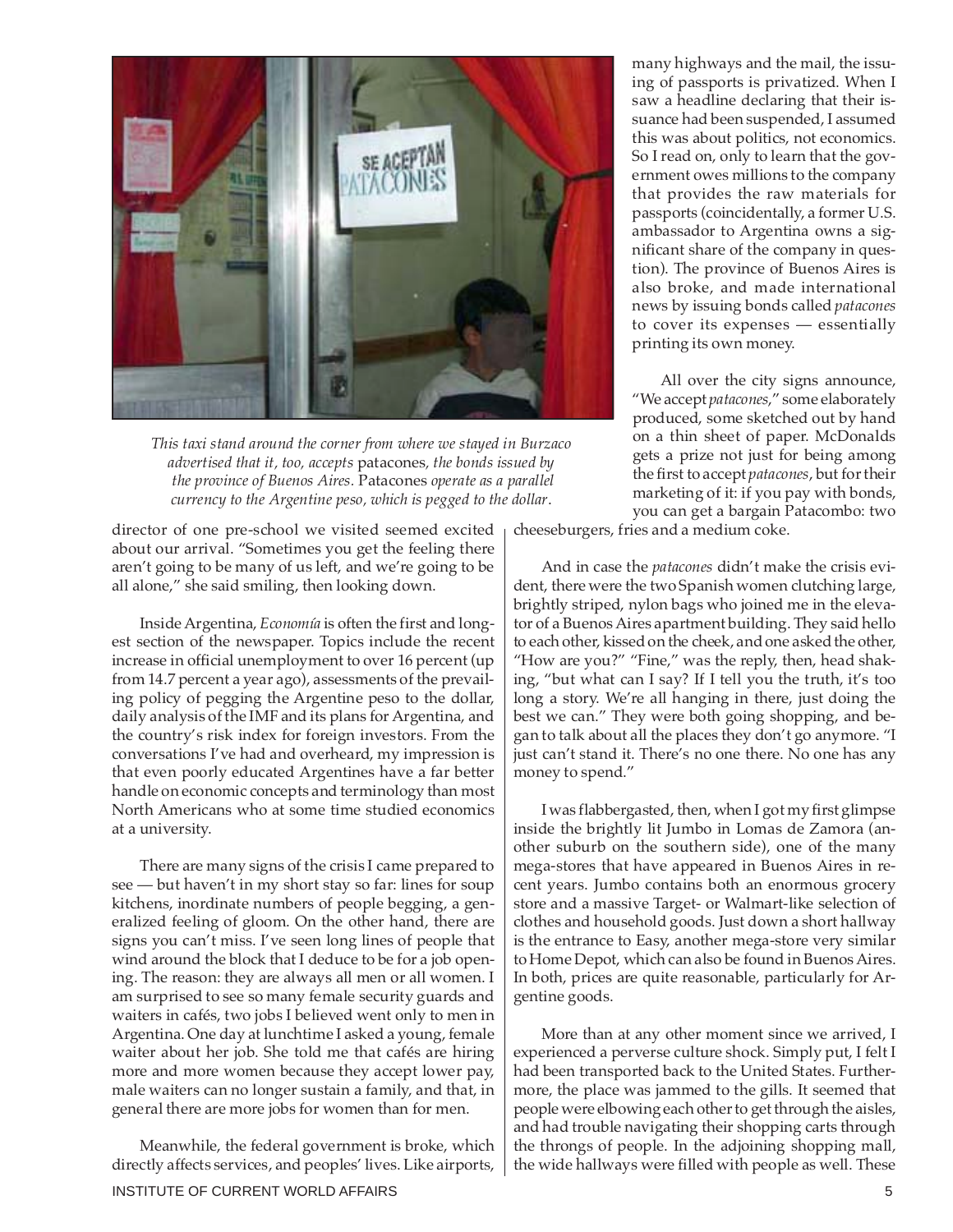*This taxi stand around the corner from where we stayed in Burzaco advertised that it, too, accepts* patacones*, the bonds issued by the province of Buenos Aires.* Patacones *operate as a parallel currency to the Argentine peso, which is pegged to the dollar*.

director of one pre-school we visited seemed excited about our arrival. "Sometimes you get the feeling there aren't going to be many of us left, and we're going to be all alone," she said smiling, then looking down.

Inside Argentina, *Economía* is often the first and longest section of the newspaper. Topics include the recent increase in official unemployment to over 16 percent (up from 14.7 percent a year ago), assessments of the prevailing policy of pegging the Argentine peso to the dollar, daily analysis of the IMF and its plans for Argentina, and the country's risk index for foreign investors. From the conversations I've had and overheard, my impression is that even poorly educated Argentines have a far better handle on economic concepts and terminology than most North Americans who at some time studied economics at a university.

There are many signs of the crisis I came prepared to see — but haven't in my short stay so far: lines for soup kitchens, inordinate numbers of people begging, a generalized feeling of gloom. On the other hand, there are signs you can't miss. I've seen long lines of people that wind around the block that I deduce to be for a job opening. The reason: they are always all men or all women. I am surprised to see so many female security guards and waiters in cafés, two jobs I believed went only to men in Argentina. One day at lunchtime I asked a young, female waiter about her job. She told me that cafés are hiring more and more women because they accept lower pay, male waiters can no longer sustain a family, and that, in general there are more jobs for women than for men.

Meanwhile, the federal government is broke, which directly affects services, and peoples' lives. Like airports, many highways and the mail, the issuing of passports is privatized. When I saw a headline declaring that their issuance had been suspended, I assumed this was about politics, not economics. So I read on, only to learn that the government owes millions to the company that provides the raw materials for passports (coincidentally, a former U.S. ambassador to Argentina owns a significant share of the company in question). The province of Buenos Aires is also broke, and made international news by issuing bonds called *patacones* to cover its expenses — essentially printing its own money.

All over the city signs announce, "We accept *patacones*," some elaborately produced, some sketched out by hand on a thin sheet of paper. McDonalds gets a prize not just for being among the first to accept *patacones*, but for their marketing of it: if you pay with bonds, you can get a bargain Patacombo: two cheeseburgers, fries and a medium coke.

And in case the *patacones* didn't make the crisis evident, there were the two Spanish women clutching large, brightly striped, nylon bags who joined me in the elevator of a Buenos Aires apartment building. They said hello to each other, kissed on the cheek, and one asked the other, "How are you?" "Fine," was the reply, then, head shaking, "but what can I say? If I tell you the truth, it's too long a story. We're all hanging in there, just doing the best we can." They were both going shopping, and began to talk about all the places they don't go anymore. "I just can't stand it. There's no one there. No one has any money to spend."

I was flabbergasted, then, when I got my first glimpse inside the brightly lit Jumbo in Lomas de Zamora (another suburb on the southern side), one of the many mega-stores that have appeared in Buenos Aires in recent years. Jumbo contains both an enormous grocery store and a massive Target- or Walmart-like selection of clothes and household goods. Just down a short hallway is the entrance to Easy, another mega-store very similar to Home Depot, which can also be found in Buenos Aires. In both, prices are quite reasonable, particularly for Argentine goods.

More than at any other moment since we arrived, I experienced a perverse culture shock. Simply put, I felt I had been transported back to the United States. Furthermore, the place was jammed to the gills. It seemed that people were elbowing each other to get through the aisles, and had trouble navigating their shopping carts through the throngs of people. In the adjoining shopping mall, the wide hallways were filled with people as well. These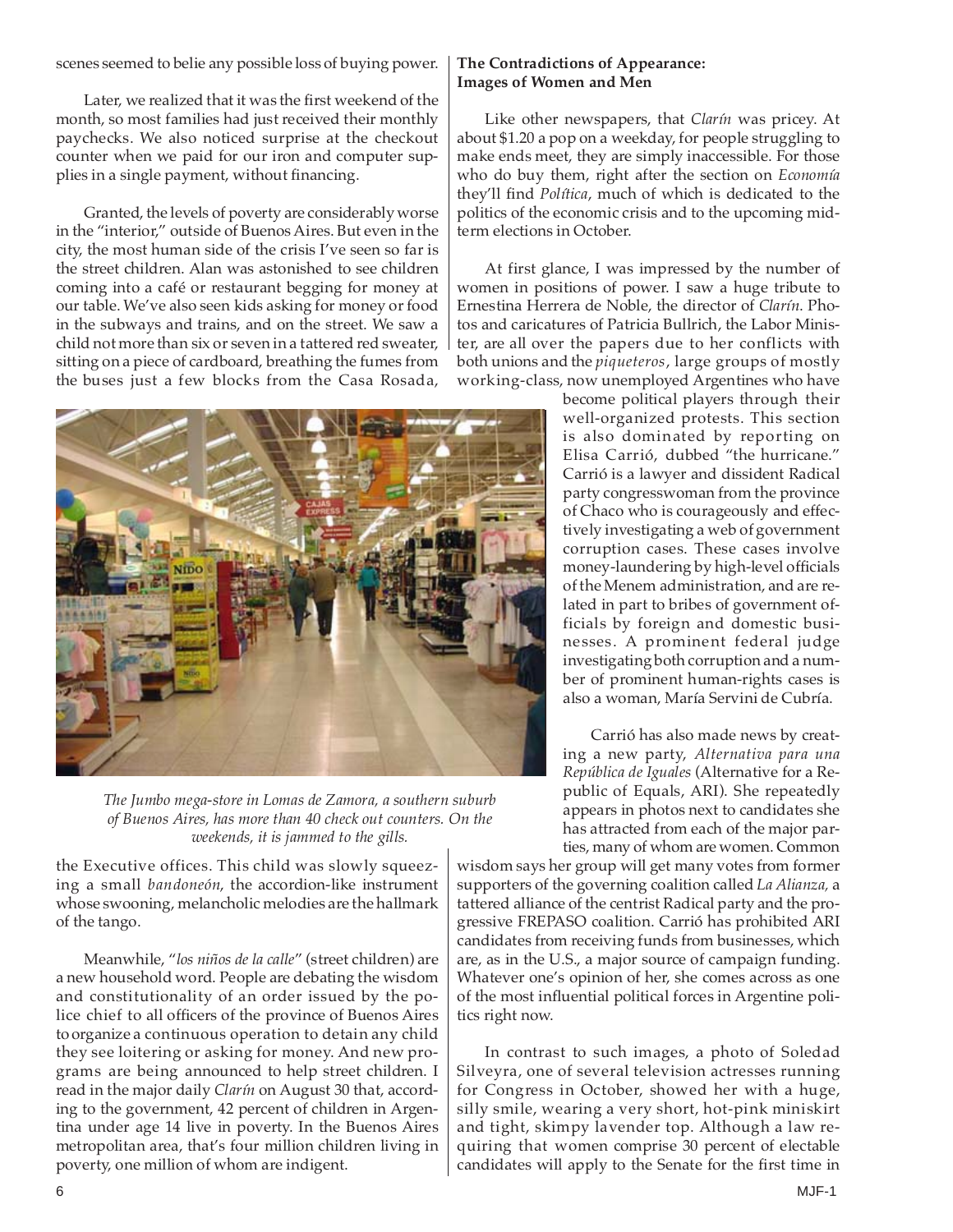scenes seemed to belie any possible loss of buying power.

Later, we realized that it was the first weekend of the month, so most families had just received their monthly paychecks. We also noticed surprise at the checkout counter when we paid for our iron and computer supplies in a single payment, without financing.

Granted, the levels of poverty are considerably worse in the "interior," outside of Buenos Aires. But even in the city, the most human side of the crisis I've seen so far is the street children. Alan was astonished to see children coming into a café or restaurant begging for money at our table. We've also seen kids asking for money or food in the subways and trains, and on the street. We saw a child not more than six or seven in a tattered red sweater, sitting on a piece of cardboard, breathing the fumes from the buses just a few blocks from the Casa Rosada, the Executive offices. This child was slowly squeezing a small *bandoneón*, the accordion-like instrument whose swooning, melancholic melodies are the hallmark of the tango.

*The Jumbo mega-store in Lomas de Zamora, a southern suburb of Buenos Aires, has more than 40 check out counters. On the weekends, it is jammed to the gills.*

Meanwhile, "*los niños de la calle*" (street children) are a new household word. People are debating the wisdom and constitutionality of an order issued by the police chief to all officers of the province of Buenos Aires to organize a continuous operation to detain any child they see loitering or asking for money. And new programs are being announced to help street children. I read in the major daily *Clarín* on August 30 that, according to the government, 42 percent of children in Argentina under age 14 live in poverty. In the Buenos Aires metropolitan area, that's four million children living in poverty, one million of whom are indigent.

**The Contradictions of Appearance: Images of Women and Men**

Like other newspapers, that *Clarín* was pricey. At about $1.20 a pop on a weekday, for people struggling to make ends meet, they are simply inaccessible. For those who do buy them, right after the section on *Economía* they'll find *Política*, much of which is dedicated to the politics of the economic crisis and to the upcoming midterm elections in October.

At first glance, I was impressed by the number of women in positions of power. I saw a huge tribute to Ernestina Herrera de Noble, the director of *Clarín*. Photos and caricatures of Patricia Bullrich, the Labor Minister, are all over the papers due to her conflicts with both unions and the *piqueteros*, large groups of mostly working-class, now unemployed Argentines who have become political players through their well-organized protests. This section is also dominated by reporting on Elisa Carrió, dubbed "the hurricane." Carrió is a lawyer and dissident Radical party congresswoman from the province of Chaco who is courageously and effectively investigating a web of government corruption cases. These cases involve money-laundering by high-level officials of the Menem administration, and are related in part to bribes of government officials by foreign and domestic businesses. A prominent federal judge investigating both corruption and a number of prominent human-rights cases is also a woman, María Servini de Cubría.

Carrió has also made news by creating a new party, *Alternativa para una República de Iguales* (Alternative for a Republic of Equals, ARI). She repeatedly appears in photos next to candidates she has attracted from each of the major parties, many of whom are women. Common wisdom says her group will get many votes from former supporters of the governing coalition called *La Alianza,* a tattered alliance of the centrist Radical party and the progressive FREPASO coalition. Carrió has prohibited ARI candidates from receiving funds from businesses, which are, as in the U.S., a major source of campaign funding. Whatever one's opinion of her, she comes across as one of the most influential political forces in Argentine politics right now.

In contrast to such images, a photo of Soledad Silveyra, one of several television actresses running for Congress in October, showed her with a huge, silly smile, wearing a very short, hot-pink miniskirt and tight, skimpy lavender top. Although a law requiring that women comprise 30 percent of electable candidates will apply to the Senate for the first time in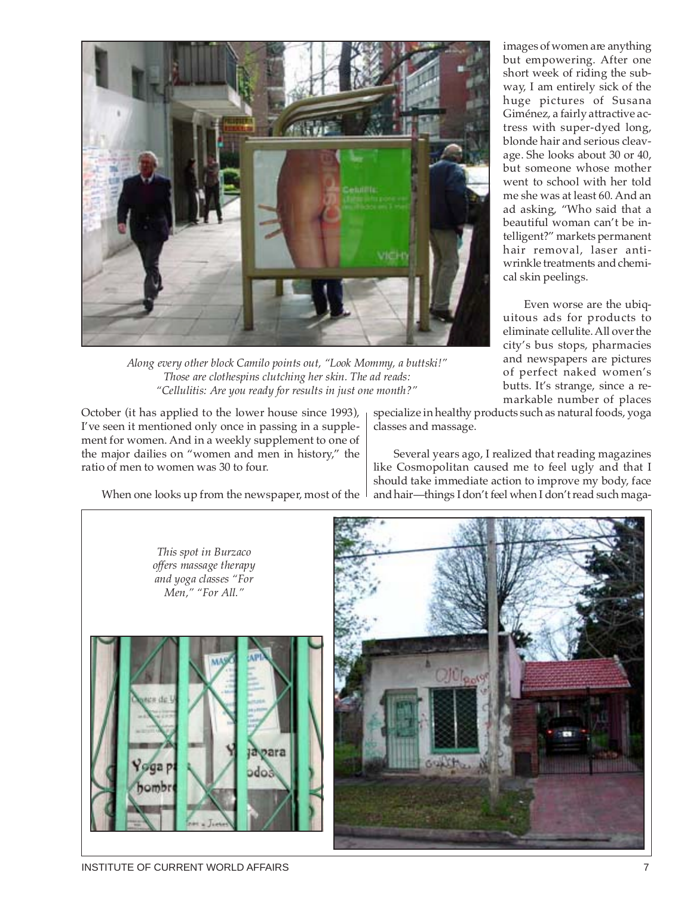*Along every other block Camilo points out, "Look Mommy, a buttski!" Those are clothespins clutching her skin. The ad reads: "Cellulitis: Are you ready for results in just one month?"*

October (it has applied to the lower house since 1993), I've seen it mentioned only once in passing in a supplement for women. And in a weekly supplement to one of the major dailies on "women and men in history," the ratio of men to women was 30 to four.

When one looks up from the newspaper, most of the images of women are anything but empowering. After one short week of riding the subway, I am entirely sick of the huge pictures of Susana Giménez, a fairly attractive actress with super-dyed long, blonde hair and serious cleavage. She looks about 30 or 40, but someone whose mother went to school with her told me she was at least 60. And an ad asking, "Who said that a beautiful woman can't be intelligent?" markets permanent hair removal, laser anti-wrinkle treatments and chemical skin peelings.

Even worse are the ubiquitous ads for products to eliminate cellulite. All over the city's bus stops, pharmacies and newspapers are pictures of perfect naked women's butts. It's strange, since a remarkable number of places specialize in healthy products such as natural foods, yoga classes and massage.

Several years ago, I realized that reading magazines like Cosmopolitan caused me to feel ugly and that I should take immediate action to improve my body, face and hair—things I don't feel when I don't read such maga-

*This spot in Burzaco offers massage therapy and yoga classes "For Men," "For All."*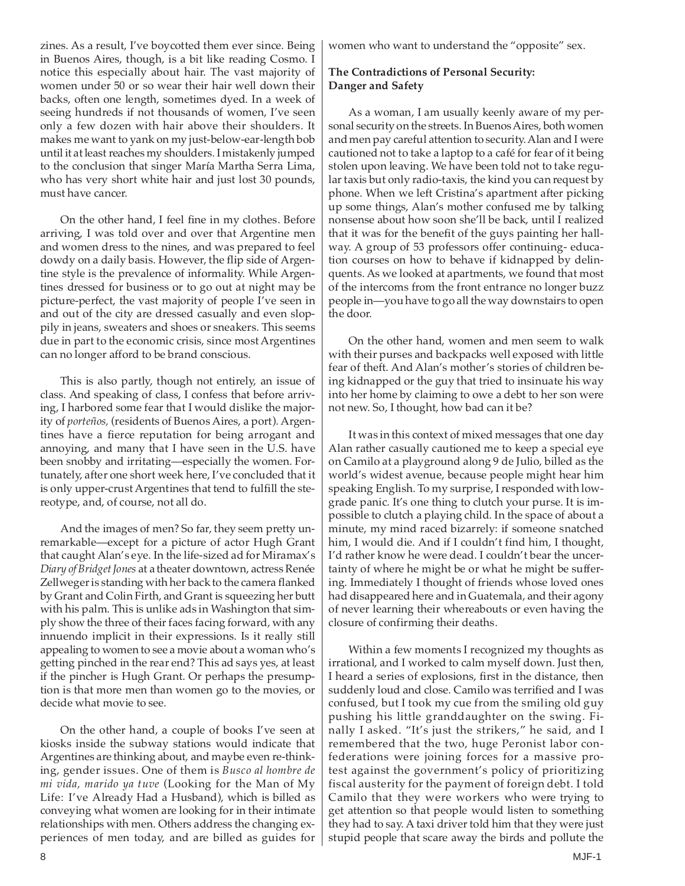zines. As a result, I've boycotted them ever since. Being in Buenos Aires, though, is a bit like reading Cosmo. I notice this especially about hair. The vast majority of women under 50 or so wear their hair well down their backs, often one length, sometimes dyed. In a week of seeing hundreds if not thousands of women, I've seen only a few dozen with hair above their shoulders. It makes me want to yank on my just-below-ear-length bob until it at least reaches my shoulders. I mistakenly jumped to the conclusion that singer María Martha Serra Lima, who has very short white hair and just lost 30 pounds, must have cancer.

On the other hand, I feel fine in my clothes. Before arriving, I was told over and over that Argentine men and women dress to the nines, and was prepared to feel dowdy on a daily basis. However, the flip side of Argentine style is the prevalence of informality. While Argentines dressed for business or to go out at night may be picture-perfect, the vast majority of people I've seen in and out of the city are dressed casually and even sloppily in jeans, sweaters and shoes or sneakers. This seems due in part to the economic crisis, since most Argentines can no longer afford to be brand conscious.

This is also partly, though not entirely, an issue of class. And speaking of class, I confess that before arriving, I harbored some fear that I would dislike the majority of *porteños,* (residents of Buenos Aires, a port). Argentines have a fierce reputation for being arrogant and annoying, and many that I have seen in the U.S. have been snobby and irritating—especially the women. Fortunately, after one short week here, I've concluded that it is only upper-crust Argentines that tend to fulfill the stereotype, and, of course, not all do.

And the images of men? So far, they seem pretty unremarkable—except for a picture of actor Hugh Grant that caught Alan's eye. In the life-sized ad for Miramax's *Diary of Bridget Jones* at a theater downtown, actress Renée Zellweger is standing with her back to the camera flanked by Grant and Colin Firth, and Grant is squeezing her butt with his palm. This is unlike ads in Washington that simply show the three of their faces facing forward, with any innuendo implicit in their expressions. Is it really still appealing to women to see a movie about a woman who's getting pinched in the rear end? This ad says yes, at least if the pincher is Hugh Grant. Or perhaps the presumption is that more men than women go to the movies, or decide what movie to see.

On the other hand, a couple of books I've seen at kiosks inside the subway stations would indicate that Argentines are thinking about, and maybe even re-thinking, gender issues. One of them is *Busco al hombre de mi vida, marido ya tuve* (Looking for the Man of My Life: I've Already Had a Husband), which is billed as conveying what women are looking for in their intimate relationships with men. Others address the changing experiences of men today, and are billed as guides for women who want to understand the "opposite" sex.

**The Contradictions of Personal Security: Danger and Safety**

As a woman, I am usually keenly aware of my personal security on the streets. In Buenos Aires, both women and men pay careful attention to security. Alan and I were cautioned not to take a laptop to a café for fear of it being stolen upon leaving. We have been told not to take regular taxis but only radio-taxis, the kind you can request by phone. When we left Cristina's apartment after picking up some things, Alan's mother confused me by talking nonsense about how soon she'll be back, until I realized that it was for the benefit of the guys painting her hallway. A group of 53 professors offer continuing- education courses on how to behave if kidnapped by delinquents. As we looked at apartments, we found that most of the intercoms from the front entrance no longer buzz people in—you have to go all the way downstairs to open the door.

On the other hand, women and men seem to walk with their purses and backpacks well exposed with little fear of theft. And Alan's mother's stories of children being kidnapped or the guy that tried to insinuate his way into her home by claiming to owe a debt to her son were not new. So, I thought, how bad can it be?

It was in this context of mixed messages that one day Alan rather casually cautioned me to keep a special eye on Camilo at a playground along 9 de Julio, billed as the world's widest avenue, because people might hear him speaking English. To my surprise, I responded with low-grade panic. It's one thing to clutch your purse. It is impossible to clutch a playing child. In the space of about a minute, my mind raced bizarrely: if someone snatched him, I would die. And if I couldn't find him, I thought, I'd rather know he were dead. I couldn't bear the uncertainty of where he might be or what he might be suffering. Immediately I thought of friends whose loved ones had disappeared here and in Guatemala, and their agony of never learning their whereabouts or even having the closure of confirming their deaths.

Within a few moments I recognized my thoughts as irrational, and I worked to calm myself down. Just then, I heard a series of explosions, first in the distance, then suddenly loud and close. Camilo was terrified and I was confused, but I took my cue from the smiling old guy pushing his little granddaughter on the swing. Finally I asked. "It's just the strikers," he said, and I remembered that the two, huge Peronist labor confederations were joining forces for a massive protest against the government's policy of prioritizing fiscal austerity for the payment of foreign debt. I told Camilo that they were workers who were trying to get attention so that people would listen to something they had to say. A taxi driver told him that they were just stupid people that scare away the birds and pollute the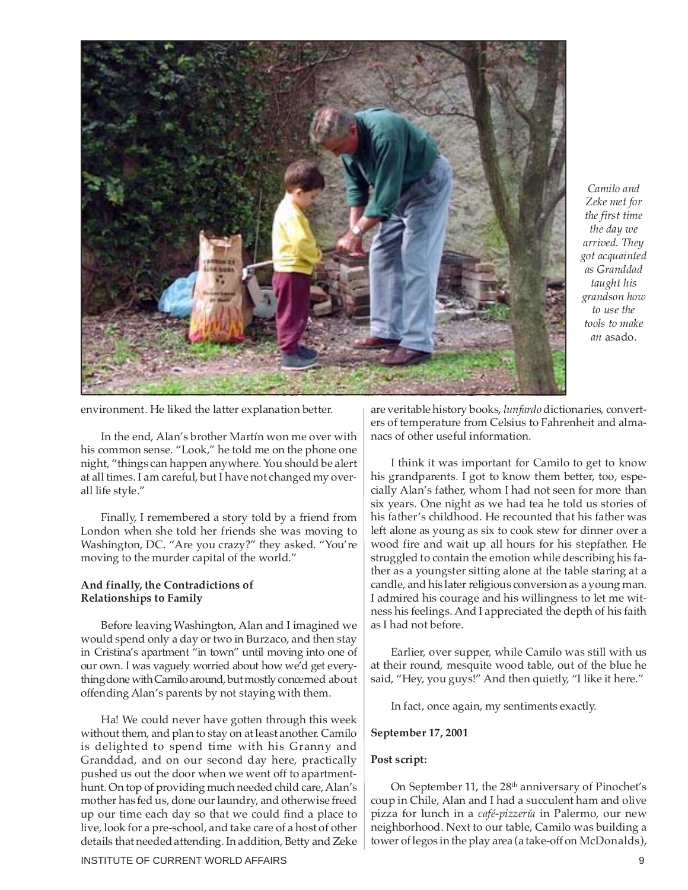*Camilo and Zeke met for the first time the day we arrived. They got acquainted as Granddad taught his grandson how to use the tools to make an* asado.

environment. He liked the latter explanation better.

In the end, Alan's brother Martín won me over with his common sense. "Look," he told me on the phone one night, "things can happen anywhere. You should be alert at all times. I am careful, but I have not changed my overall life style."

Finally, I remembered a story told by a friend from London when she told her friends she was moving to Washington, DC. "Are you crazy?" they asked. "You're moving to the murder capital of the world."

**And finally, the Contradictions of Relationships to Family**

Before leaving Washington, Alan and I imagined we would spend only a day or two in Burzaco, and then stay in Cristina's apartment "in town" until moving into one of our own. I was vaguely worried about how we'd get everything done with Camilo around, but mostly concerned about offending Alan's parents by not staying with them.

Ha! We could never have gotten through this week without them, and plan to stay on at least another. Camilo is delighted to spend time with his Granny and Granddad, and on our second day here, practically pushed us out the door when we went off to apartment-hunt. On top of providing much needed child care, Alan's mother has fed us, done our laundry, and otherwise freed up our time each day so that we could find a place to live, look for a pre-school, and take care of a host of other details that needed attending. In addition, Betty and Zeke are veritable history books, *lunfardo* dictionaries, converters of temperature from Celsius to Fahrenheit and almanacs of other useful information.

I think it was important for Camilo to get to know his grandparents. I got to know them better, too, especially Alan's father, whom I had not seen for more than six years. One night as we had tea he told us stories of his father's childhood. He recounted that his father was left alone as young as six to cook stew for dinner over a wood fire and wait up all hours for his stepfather. He struggled to contain the emotion while describing his father as a youngster sitting alone at the table staring at a candle, and his later religious conversion as a young man. I admired his courage and his willingness to let me witness his feelings. And I appreciated the depth of his faith as I had not before.

Earlier, over supper, while Camilo was still with us at their round, mesquite wood table, out of the blue he said, "Hey, you guys!" And then quietly, "I like it here."

In fact, once again, my sentiments exactly.

**September 17, 2001**

**Post script:**

On September 11, the 28th anniversary of Pinochet's coup in Chile, Alan and I had a succulent ham and olive pizza for lunch in a *café-pizzería* in Palermo, our new neighborhood. Next to our table, Camilo was building a tower of legos in the play area (a take-off on McDonalds),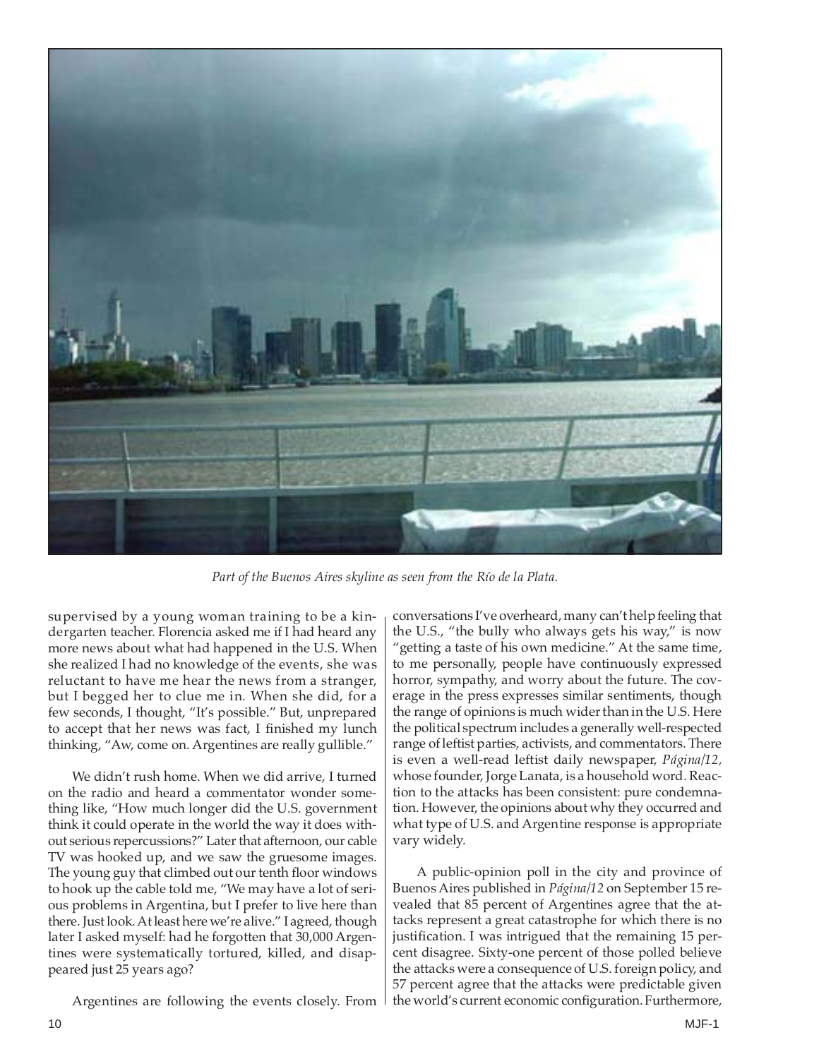*Part of the Buenos Aires skyline as seen from the Río de la Plata.*

supervised by a young woman training to be a kindergarten teacher. Florencia asked me if I had heard any more news about what had happened in the U.S. When she realized I had no knowledge of the events, she was reluctant to have me hear the news from a stranger, but I begged her to clue me in. When she did, for a few seconds, I thought, "It's possible." But, unprepared to accept that her news was fact, I finished my lunch thinking, "Aw, come on. Argentines are really gullible."

We didn't rush home. When we did arrive, I turned on the radio and heard a commentator wonder something like, "How much longer did the U.S. government think it could operate in the world the way it does without serious repercussions?" Later that afternoon, our cable TV was hooked up, and we saw the gruesome images. The young guy that climbed out our tenth floor windows to hook up the cable told me, "We may have a lot of serious problems in Argentina, but I prefer to live here than there. Just look. At least here we're alive." I agreed, though later I asked myself: had he forgotten that 30,000 Argentines were systematically tortured, killed, and disappeared just 25 years ago?

Argentines are following the events closely. From conversations I've overheard, many can't help feeling that the U.S., "the bully who always gets his way," is now "getting a taste of his own medicine." At the same time, to me personally, people have continuously expressed horror, sympathy, and worry about the future. The coverage in the press expresses similar sentiments, though the range of opinions is much wider than in the U.S. Here the political spectrum includes a generally well-respected range of leftist parties, activists, and commentators. There is even a well-read leftist daily newspaper, *Página/12,* whose founder, Jorge Lanata, is a household word. Reaction to the attacks has been consistent: pure condemnation. However, the opinions about why they occurred and what type of U.S. and Argentine response is appropriate vary widely.

A public-opinion poll in the city and province of Buenos Aires published in *Página/12* on September 15 revealed that 85 percent of Argentines agree that the attacks represent a great catastrophe for which there is no justification. I was intrigued that the remaining 15 percent disagree. Sixty-one percent of those polled believe the attacks were a consequence of U.S. foreign policy, and 57 percent agree that the attacks were predictable given the world's current economic configuration. Furthermore,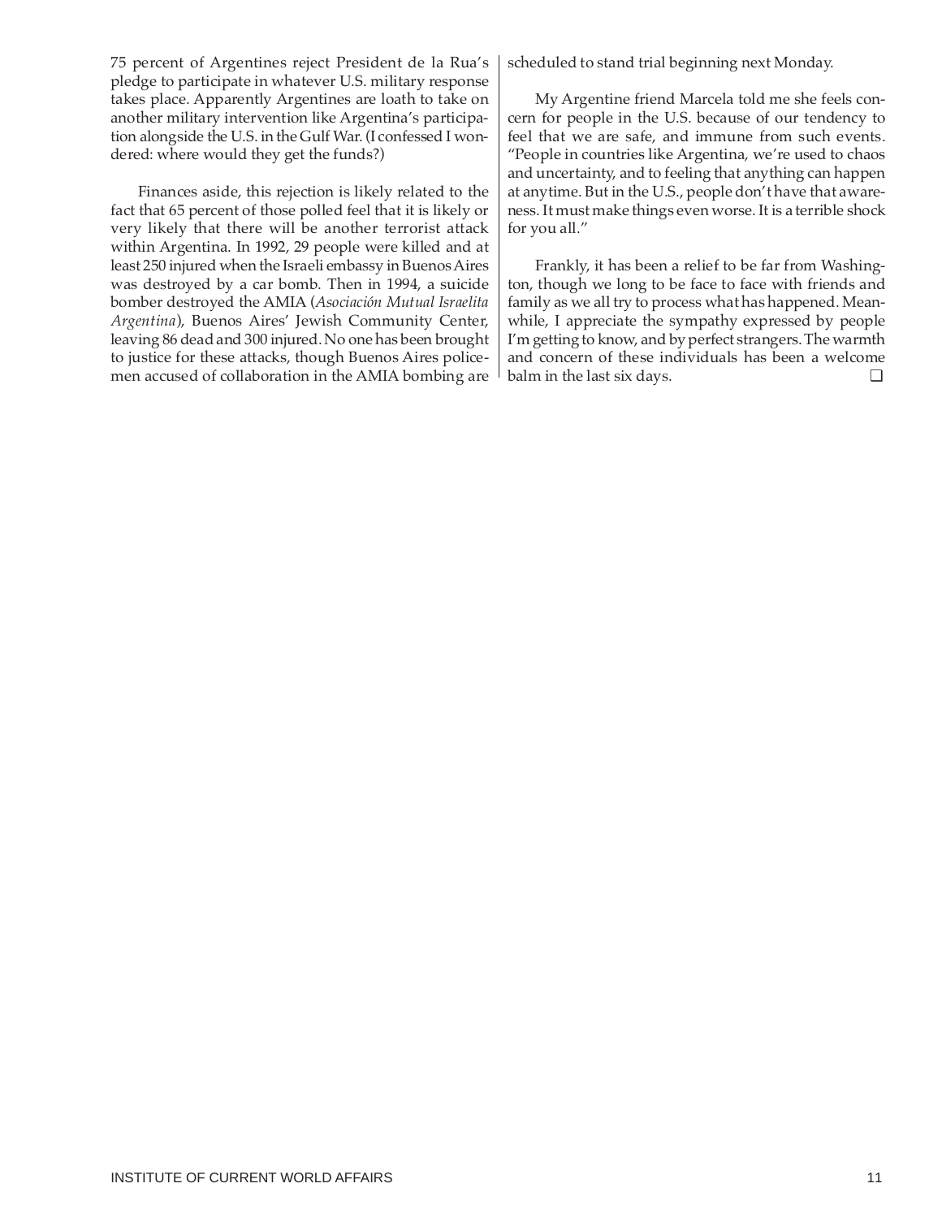75 percent of Argentines reject President de la Rua's pledge to participate in whatever U.S. military response takes place. Apparently Argentines are loath to take on another military intervention like Argentina's participation alongside the U.S. in the Gulf War. (I confessed I wondered: where would they get the funds?)

Finances aside, this rejection is likely related to the fact that 65 percent of those polled feel that it is likely or very likely that there will be another terrorist attack within Argentina. In 1992, 29 people were killed and at least 250 injured when the Israeli embassy in Buenos Aires was destroyed by a car bomb. Then in 1994, a suicide bomber destroyed the AMIA (*Asociación Mutual Israelita Argentina*), Buenos Aires' Jewish Community Center, leaving 86 dead and 300 injured. No one has been brought to justice for these attacks, though Buenos Aires policemen accused of collaboration in the AMIA bombing are scheduled to stand trial beginning next Monday.

My Argentine friend Marcela told me she feels concern for people in the U.S. because of our tendency to feel that we are safe, and immune from such events. "People in countries like Argentina, we're used to chaos and uncertainty, and to feeling that anything can happen at anytime. But in the U.S., people don't have that awareness. It must make things even worse. It is a terrible shock for you all."

Frankly, it has been a relief to be far from Washington, though we long to be face to face with friends and family as we all try to process what has happened. Meanwhile, I appreciate the sympathy expressed by people I'm getting to know, and by perfect strangers. The warmth and concern of these individuals has been a welcome balm in the last six days. ❑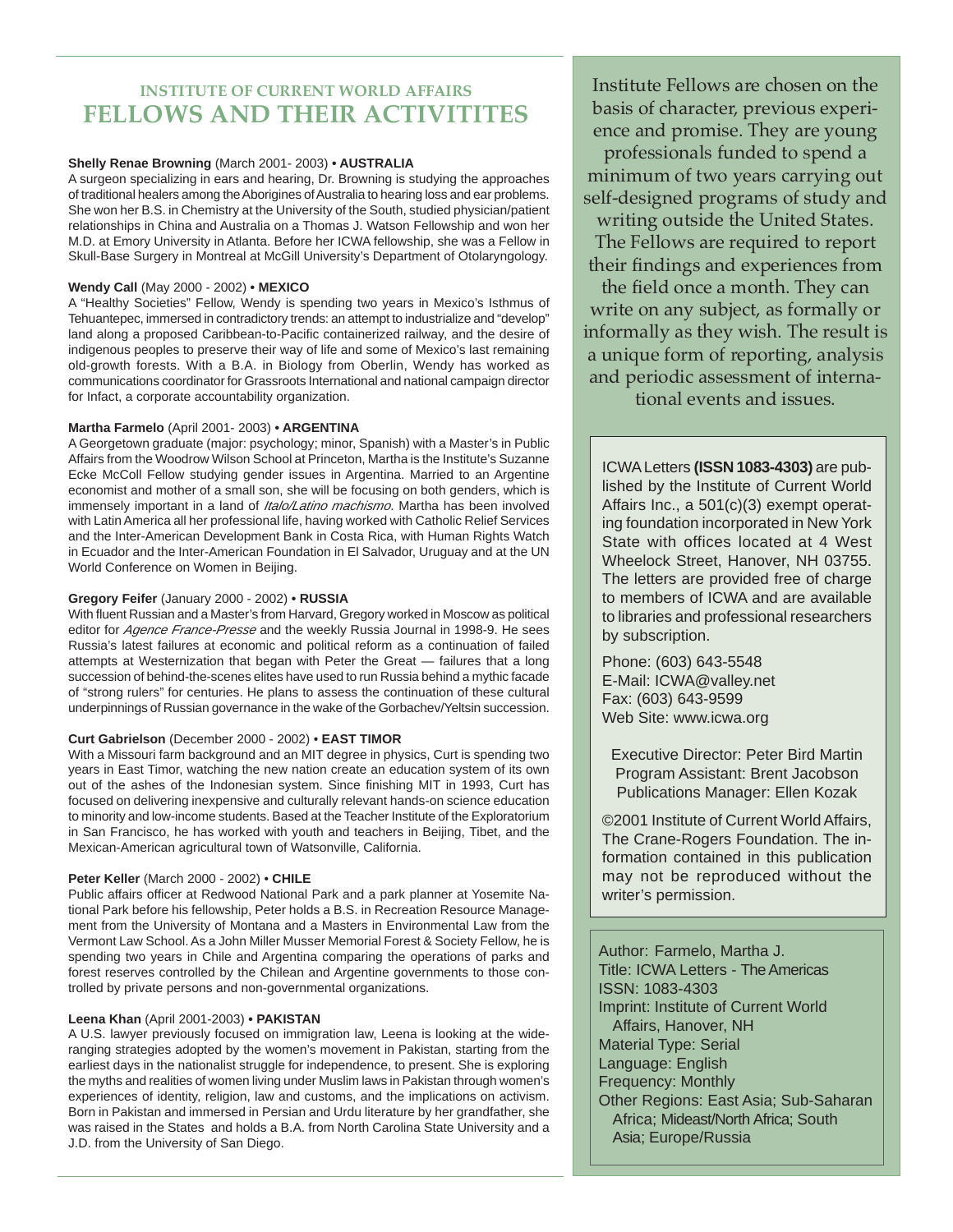## INSTITUTE OF CURRENT WORLD AFFAIRS
# FELLOWS AND THEIR ACTIVITITES

**Shelly Renae Browning** (March 2001- 2003) • **AUSTRALIA**

A surgeon specializing in ears and hearing, Dr. Browning is studying the approaches of traditional healers among the Aborigines of Australia to hearing loss and ear problems. She won her B.S. in Chemistry at the University of the South, studied physician/patient relationships in China and Australia on a Thomas J. Watson Fellowship and won her M.D. at Emory University in Atlanta. Before her ICWA fellowship, she was a Fellow in Skull-Base Surgery in Montreal at McGill University's Department of Otolaryngology.

**Wendy Call** (May 2000 - 2002) • **MEXICO**

A "Healthy Societies" Fellow, Wendy is spending two years in Mexico's Isthmus of Tehuantepec, immersed in contradictory trends: an attempt to industrialize and "develop" land along a proposed Caribbean-to-Pacific containerized railway, and the desire of indigenous peoples to preserve their way of life and some of Mexico's last remaining old-growth forests. With a B.A. in Biology from Oberlin, Wendy has worked as communications coordinator for Grassroots International and national campaign director for Infact, a corporate accountability organization.

**Martha Farmelo** (April 2001- 2003) • **ARGENTINA**

A Georgetown graduate (major: psychology; minor, Spanish) with a Master's in Public Affairs from the Woodrow Wilson School at Princeton, Martha is the Institute's Suzanne Ecke McColl Fellow studying gender issues in Argentina. Married to an Argentine economist and mother of a small son, she will be focusing on both genders, which is immensely important in a land of *Italo/Latino machismo*. Martha has been involved with Latin America all her professional life, having worked with Catholic Relief Services and the Inter-American Development Bank in Costa Rica, with Human Rights Watch in Ecuador and the Inter-American Foundation in El Salvador, Uruguay and at the UN World Conference on Women in Beijing.

**Gregory Feifer** (January 2000 - 2002) • **RUSSIA**

With fluent Russian and a Master's from Harvard, Gregory worked in Moscow as political editor for *Agence France-Presse* and the weekly Russia Journal in 1998-9. He sees Russia's latest failures at economic and political reform as a continuation of failed attempts at Westernization that began with Peter the Great — failures that a long succession of behind-the-scenes elites have used to run Russia behind a mythic facade of "strong rulers" for centuries. He plans to assess the continuation of these cultural underpinnings of Russian governance in the wake of the Gorbachev/Yeltsin succession.

**Curt Gabrielson** (December 2000 - 2002) • **EAST TIMOR**

With a Missouri farm background and an MIT degree in physics, Curt is spending two years in East Timor, watching the new nation create an education system of its own out of the ashes of the Indonesian system. Since finishing MIT in 1993, Curt has focused on delivering inexpensive and culturally relevant hands-on science education to minority and low-income students. Based at the Teacher Institute of the Exploratorium in San Francisco, he has worked with youth and teachers in Beijing, Tibet, and the Mexican-American agricultural town of Watsonville, California.

**Peter Keller** (March 2000 - 2002) • **CHILE**

Public affairs officer at Redwood National Park and a park planner at Yosemite National Park before his fellowship, Peter holds a B.S. in Recreation Resource Management from the University of Montana and a Masters in Environmental Law from the Vermont Law School. As a John Miller Musser Memorial Forest & Society Fellow, he is spending two years in Chile and Argentina comparing the operations of parks and forest reserves controlled by the Chilean and Argentine governments to those controlled by private persons and non-governmental organizations.

**Leena Khan** (April 2001-2003) • **PAKISTAN**

A U.S. lawyer previously focused on immigration law, Leena is looking at the wide-ranging strategies adopted by the women's movement in Pakistan, starting from the earliest days in the nationalist struggle for independence, to present. She is exploring the myths and realities of women living under Muslim laws in Pakistan through women's experiences of identity, religion, law and customs, and the implications on activism. Born in Pakistan and immersed in Persian and Urdu literature by her grandfather, she was raised in the States and holds a B.A. from North Carolina State University and a J.D. from the University of San Diego.

Institute Fellows are chosen on the basis of character, previous experience and promise. They are young professionals funded to spend a minimum of two years carrying out self-designed programs of study and writing outside the United States. The Fellows are required to report their findings and experiences from the field once a month. They can write on any subject, as formally or informally as they wish. The result is a unique form of reporting, analysis and periodic assessment of international events and issues.

ICWA Letters **(ISSN 1083-4303)** are published by the Institute of Current World Affairs Inc., a 501(c)(3) exempt operating foundation incorporated in New York State with offices located at 4 West Wheelock Street, Hanover, NH 03755. The letters are provided free of charge to members of ICWA and are available to libraries and professional researchers by subscription.

Phone: (603) 643-5548
E-Mail: ICWA@valley.net
Fax: (603) 643-9599
Web Site: www.icwa.org

Executive Director: Peter Bird Martin
Program Assistant: Brent Jacobson
Publications Manager: Ellen Kozak

©2001 Institute of Current World Affairs, The Crane-Rogers Foundation. The information contained in this publication may not be reproduced without the writer's permission.

Author: Farmelo, Martha J.
Title: ICWA Letters - The Americas
ISSN: 1083-4303
Imprint: Institute of Current World Affairs, Hanover, NH
Material Type: Serial
Language: English
Frequency: Monthly
Other Regions: East Asia; Sub-Saharan Africa; Mideast/North Africa; South Asia; Europe/Russia